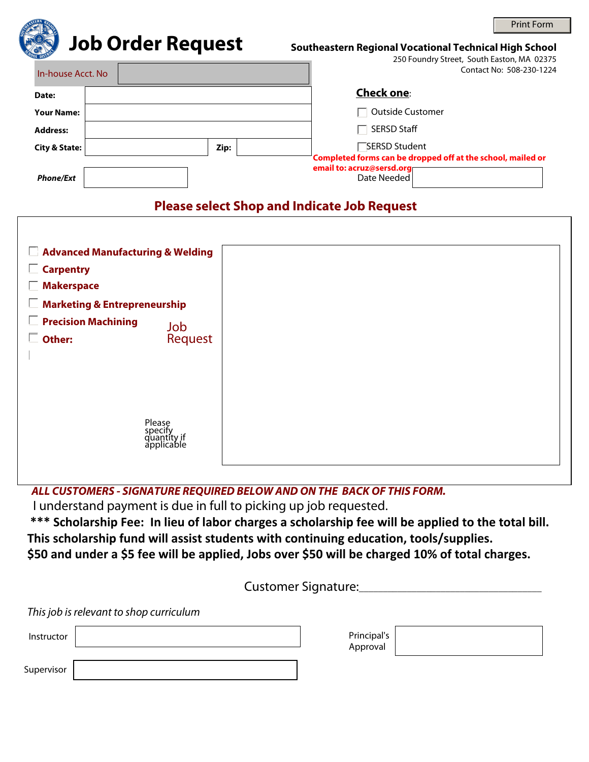Print Form

# Job Order Request

**Southeastern Regional Vocational Technical High School**
250 Foundry Street, South Easton, MA 02375
Contact No: 508-230-1224

In-house Acct. No

**Date:**

**Your Name:**

**Address:**

**City & State:** **Zip:**

***Phone/Ext***

**Check one:**

- [ ] Outside Customer
- [ ] SERSD Staff
- [ ] SERSD Student

**Completed forms can be dropped off at the school, mailed or email to: acruz@sersd.org**

Date Needed

## Please select Shop and Indicate Job Request

- [ ] **Advanced Manufacturing & Welding**
- [ ] **Carpentry**
- [ ] **Makerspace**
- [ ] **Marketing & Entrepreneurship**
- [ ] **Precision Machining**
- [ ] **Other:**

Job Request

Please specify quantity if applicable

***ALL CUSTOMERS - SIGNATURE REQUIRED BELOW AND ON THE BACK OF THIS FORM.***

I understand payment is due in full to picking up job requested.

**\*\*\* Scholarship Fee: In lieu of labor charges a scholarship fee will be applied to the total bill. This scholarship fund will assist students with continuing education, tools/supplies. $50 and under a $5 fee will be applied, Jobs over $50 will be charged 10% of total charges.**

Customer Signature:_____________________________

*This job is relevant to shop curriculum*

Instructor

Principal's Approval

Supervisor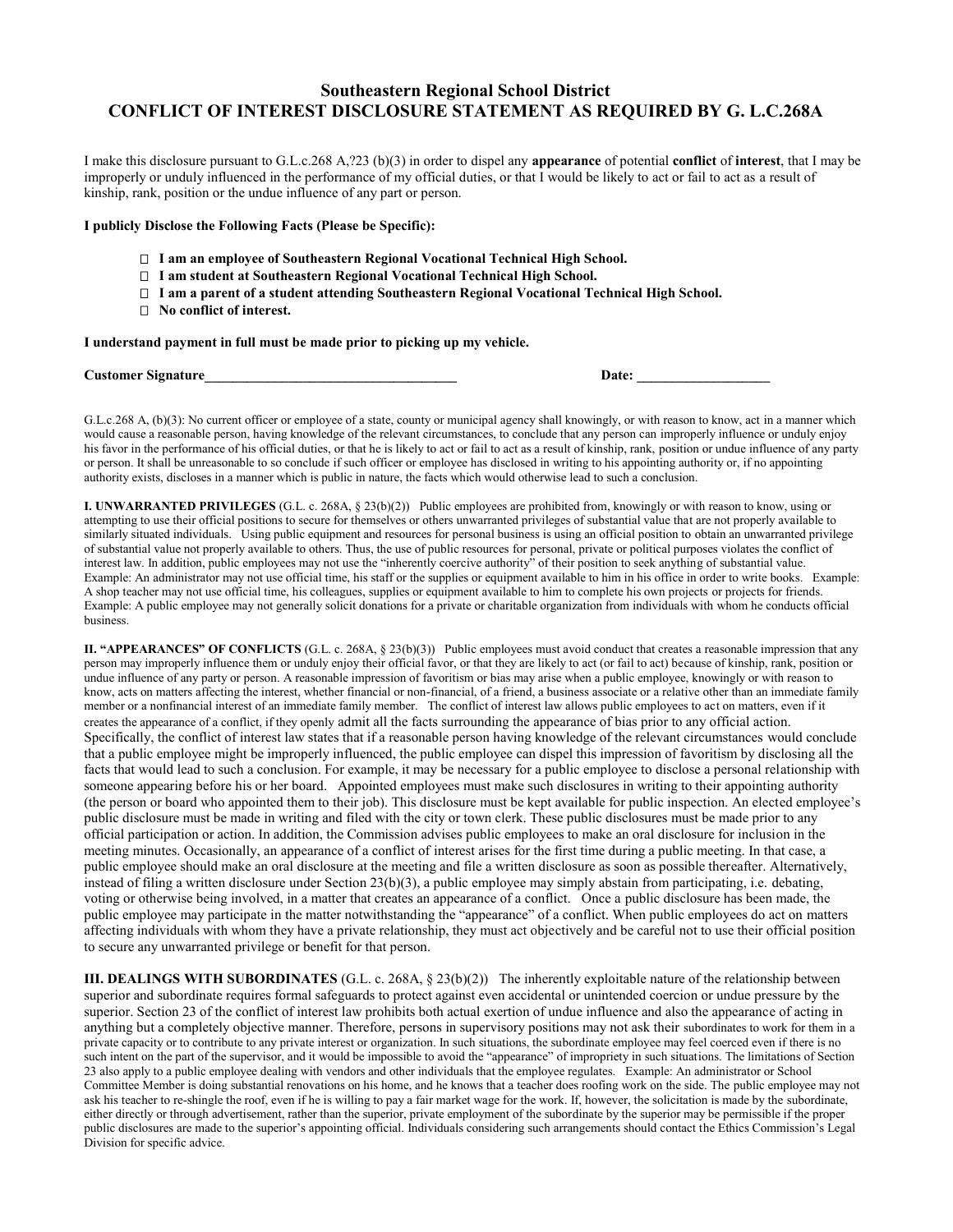# Southeastern Regional School District
# CONFLICT OF INTEREST DISCLOSURE STATEMENT AS REQUIRED BY G. L.C.268A

I make this disclosure pursuant to G.L.c.268 A,?23 (b)(3) in order to dispel any **appearance** of potential **conflict** of **interest**, that I may be improperly or unduly influenced in the performance of my official duties, or that I would be likely to act or fail to act as a result of kinship, rank, position or the undue influence of any part or person.

**I publicly Disclose the Following Facts (Please be Specific):**

- ☐ **I am an employee of Southeastern Regional Vocational Technical High School.**
- ☐ **I am student at Southeastern Regional Vocational Technical High School.**
- ☐ **I am a parent of a student attending Southeastern Regional Vocational Technical High School.**
- ☐ **No conflict of interest.**

**I understand payment in full must be made prior to picking up my vehicle.**

**Customer Signature**____________________________________ **Date:** ___________________

G.L.c.268 A, (b)(3): No current officer or employee of a state, county or municipal agency shall knowingly, or with reason to know, act in a manner which would cause a reasonable person, having knowledge of the relevant circumstances, to conclude that any person can improperly influence or unduly enjoy his favor in the performance of his official duties, or that he is likely to act or fail to act as a result of kinship, rank, position or undue influence of any party or person. It shall be unreasonable to so conclude if such officer or employee has disclosed in writing to his appointing authority or, if no appointing authority exists, discloses in a manner which is public in nature, the facts which would otherwise lead to such a conclusion.

**I. UNWARRANTED PRIVILEGES** (G.L. c. 268A, § 23(b)(2)) Public employees are prohibited from, knowingly or with reason to know, using or attempting to use their official positions to secure for themselves or others unwarranted privileges of substantial value that are not properly available to similarly situated individuals. Using public equipment and resources for personal business is using an official position to obtain an unwarranted privilege of substantial value not properly available to others. Thus, the use of public resources for personal, private or political purposes violates the conflict of interest law. In addition, public employees may not use the "inherently coercive authority" of their position to seek anything of substantial value. Example: An administrator may not use official time, his staff or the supplies or equipment available to him in his office in order to write books. Example: A shop teacher may not use official time, his colleagues, supplies or equipment available to him to complete his own projects or projects for friends. Example: A public employee may not generally solicit donations for a private or charitable organization from individuals with whom he conducts official business.

**II. "APPEARANCES" OF CONFLICTS** (G.L. c. 268A, § 23(b)(3)) Public employees must avoid conduct that creates a reasonable impression that any person may improperly influence them or unduly enjoy their official favor, or that they are likely to act (or fail to act) because of kinship, rank, position or undue influence of any party or person. A reasonable impression of favoritism or bias may arise when a public employee, knowingly or with reason to know, acts on matters affecting the interest, whether financial or non-financial, of a friend, a business associate or a relative other than an immediate family member or a nonfinancial interest of an immediate family member. The conflict of interest law allows public employees to act on matters, even if it creates the appearance of a conflict, if they openly admit all the facts surrounding the appearance of bias prior to any official action. Specifically, the conflict of interest law states that if a reasonable person having knowledge of the relevant circumstances would conclude that a public employee might be improperly influenced, the public employee can dispel this impression of favoritism by disclosing all the facts that would lead to such a conclusion. For example, it may be necessary for a public employee to disclose a personal relationship with someone appearing before his or her board. Appointed employees must make such disclosures in writing to their appointing authority (the person or board who appointed them to their job). This disclosure must be kept available for public inspection. An elected employee's public disclosure must be made in writing and filed with the city or town clerk. These public disclosures must be made prior to any official participation or action. In addition, the Commission advises public employees to make an oral disclosure for inclusion in the meeting minutes. Occasionally, an appearance of a conflict of interest arises for the first time during a public meeting. In that case, a public employee should make an oral disclosure at the meeting and file a written disclosure as soon as possible thereafter. Alternatively, instead of filing a written disclosure under Section 23(b)(3), a public employee may simply abstain from participating, i.e. debating, voting or otherwise being involved, in a matter that creates an appearance of a conflict. Once a public disclosure has been made, the public employee may participate in the matter notwithstanding the "appearance" of a conflict. When public employees do act on matters affecting individuals with whom they have a private relationship, they must act objectively and be careful not to use their official position to secure any unwarranted privilege or benefit for that person.

**III. DEALINGS WITH SUBORDINATES** (G.L. c. 268A, § 23(b)(2)) The inherently exploitable nature of the relationship between superior and subordinate requires formal safeguards to protect against even accidental or unintended coercion or undue pressure by the superior. Section 23 of the conflict of interest law prohibits both actual exertion of undue influence and also the appearance of acting in anything but a completely objective manner. Therefore, persons in supervisory positions may not ask their subordinates to work for them in a private capacity or to contribute to any private interest or organization. In such situations, the subordinate employee may feel coerced even if there is no such intent on the part of the supervisor, and it would be impossible to avoid the "appearance" of impropriety in such situations. The limitations of Section 23 also apply to a public employee dealing with vendors and other individuals that the employee regulates. Example: An administrator or School Committee Member is doing substantial renovations on his home, and he knows that a teacher does roofing work on the side. The public employee may not ask his teacher to re-shingle the roof, even if he is willing to pay a fair market wage for the work. If, however, the solicitation is made by the subordinate, either directly or through advertisement, rather than the superior, private employment of the subordinate by the superior may be permissible if the proper public disclosures are made to the superior's appointing official. Individuals considering such arrangements should contact the Ethics Commission's Legal Division for specific advice.